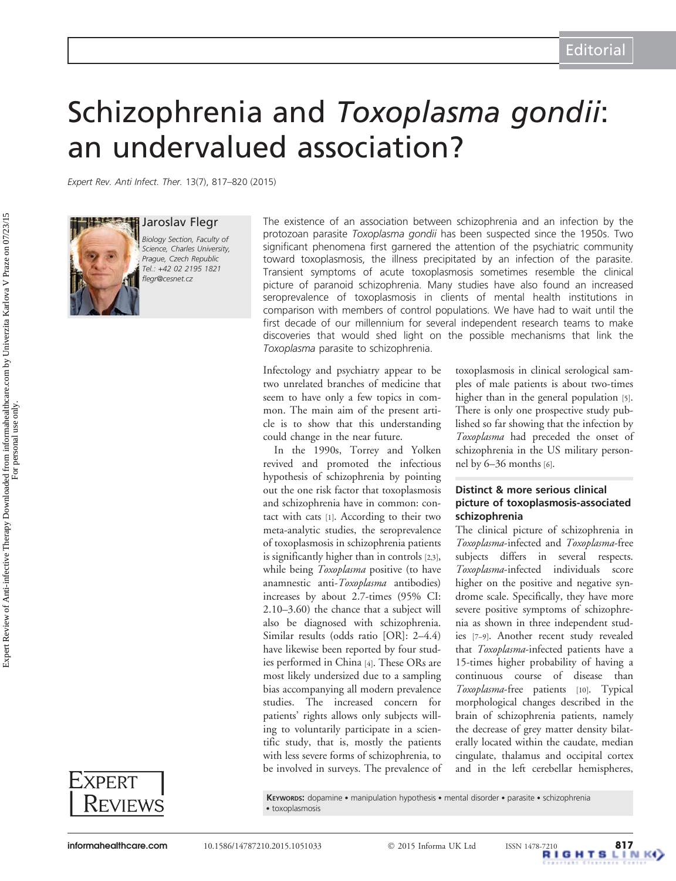Editorial

# Schizophrenia and *Toxoplasma gondii*: an undervalued association?

*Expert Rev. Anti Infect. Ther.* 13(7), 817–820 (2015)

**Jaroslav Flegr**

*Biology Section, Faculty of Science, Charles University, Prague, Czech Republic*
*Tel.: +42 02 2195 1821*
*flegr@cesnet.cz*

The existence of an association between schizophrenia and an infection by the protozoan parasite *Toxoplasma gondii* has been suspected since the 1950s. Two significant phenomena first garnered the attention of the psychiatric community toward toxoplasmosis, the illness precipitated by an infection of the parasite. Transient symptoms of acute toxoplasmosis sometimes resemble the clinical picture of paranoid schizophrenia. Many studies have also found an increased seroprevalence of toxoplasmosis in clients of mental health institutions in comparison with members of control populations. We have had to wait until the first decade of our millennium for several independent research teams to make discoveries that would shed light on the possible mechanisms that link the *Toxoplasma* parasite to schizophrenia.

**Keywords:** dopamine • manipulation hypothesis • mental disorder • parasite • schizophrenia • toxoplasmosis

Infectology and psychiatry appear to be two unrelated branches of medicine that seem to have only a few topics in common. The main aim of the present article is to show that this understanding could change in the near future.

In the 1990s, Torrey and Yolken revived and promoted the infectious hypothesis of schizophrenia by pointing out the one risk factor that toxoplasmosis and schizophrenia have in common: contact with cats [1]. According to their two meta-analytic studies, the seroprevalence of toxoplasmosis in schizophrenia patients is significantly higher than in controls [2,3], while being *Toxoplasma* positive (to have anamnestic anti-*Toxoplasma* antibodies) increases by about 2.7-times (95% CI: 2.10–3.60) the chance that a subject will also be diagnosed with schizophrenia. Similar results (odds ratio [OR]: 2–4.4) have likewise been reported by four studies performed in China [4]. These ORs are most likely undersized due to a sampling bias accompanying all modern prevalence studies. The increased concern for patients' rights allows only subjects willing to voluntarily participate in a scientific study, that is, mostly the patients with less severe forms of schizophrenia, to be involved in surveys. The prevalence of toxoplasmosis in clinical serological samples of male patients is about two-times higher than in the general population [5]. There is only one prospective study published so far showing that the infection by *Toxoplasma* had preceded the onset of schizophrenia in the US military personnel by 6–36 months [6].

## Distinct & more serious clinical picture of toxoplasmosis-associated schizophrenia

The clinical picture of schizophrenia in *Toxoplasma*-infected and *Toxoplasma*-free subjects differs in several respects. *Toxoplasma*-infected individuals score higher on the positive and negative syndrome scale. Specifically, they have more severe positive symptoms of schizophrenia as shown in three independent studies [7–9]. Another recent study revealed that *Toxoplasma*-infected patients have a 15-times higher probability of having a continuous course of disease than *Toxoplasma*-free patients [10]. Typical morphological changes described in the brain of schizophrenia patients, namely the decrease of grey matter density bilaterally located within the caudate, median cingulate, thalamus and occipital cortex and in the left cerebellar hemispheres,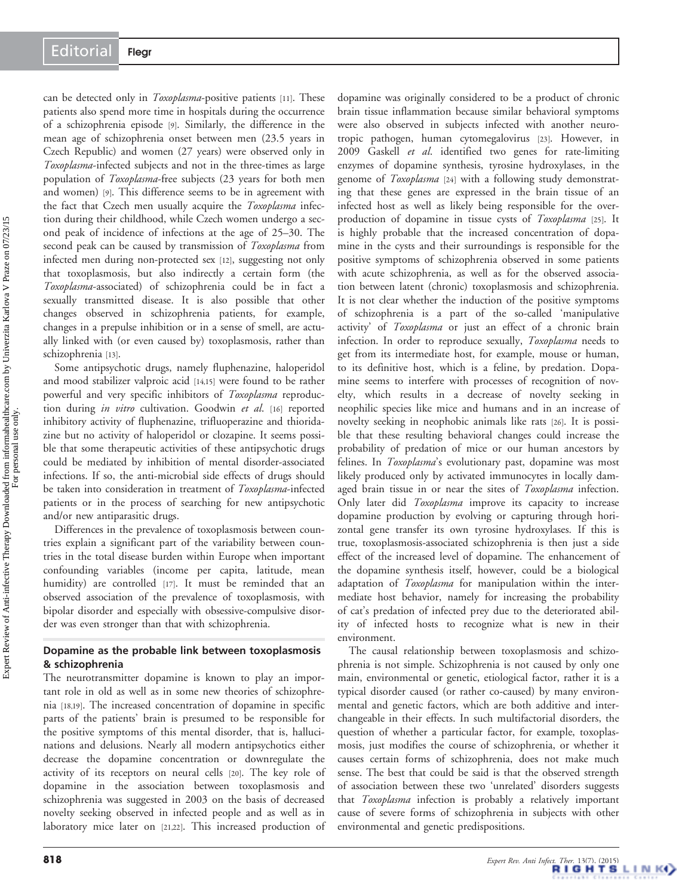can be detected only in *Toxoplasma*-positive patients [11]. These patients also spend more time in hospitals during the occurrence of a schizophrenia episode [9]. Similarly, the difference in the mean age of schizophrenia onset between men (23.5 years in Czech Republic) and women (27 years) were observed only in *Toxoplasma*-infected subjects and not in the three-times as large population of *Toxoplasma*-free subjects (23 years for both men and women) [9]. This difference seems to be in agreement with the fact that Czech men usually acquire the *Toxoplasma* infection during their childhood, while Czech women undergo a second peak of incidence of infections at the age of 25–30. The second peak can be caused by transmission of *Toxoplasma* from infected men during non-protected sex [12], suggesting not only that toxoplasmosis, but also indirectly a certain form (the *Toxoplasma*-associated) of schizophrenia could be in fact a sexually transmitted disease. It is also possible that other changes observed in schizophrenia patients, for example, changes in a prepulse inhibition or in a sense of smell, are actually linked with (or even caused by) toxoplasmosis, rather than schizophrenia [13].

Some antipsychotic drugs, namely fluphenazine, haloperidol and mood stabilizer valproic acid [14,15] were found to be rather powerful and very specific inhibitors of *Toxoplasma* reproduction during *in vitro* cultivation. Goodwin *et al.* [16] reported inhibitory activity of fluphenazine, trifluoperazine and thioridazine but no activity of haloperidol or clozapine. It seems possible that some therapeutic activities of these antipsychotic drugs could be mediated by inhibition of mental disorder-associated infections. If so, the anti-microbial side effects of drugs should be taken into consideration in treatment of *Toxoplasma*-infected patients or in the process of searching for new antipsychotic and/or new antiparasitic drugs.

Differences in the prevalence of toxoplasmosis between countries explain a significant part of the variability between countries in the total disease burden within Europe when important confounding variables (income per capita, latitude, mean humidity) are controlled [17]. It must be reminded that an observed association of the prevalence of toxoplasmosis, with bipolar disorder and especially with obsessive-compulsive disorder was even stronger than that with schizophrenia.

## Dopamine as the probable link between toxoplasmosis & schizophrenia

The neurotransmitter dopamine is known to play an important role in old as well as in some new theories of schizophrenia [18,19]. The increased concentration of dopamine in specific parts of the patients' brain is presumed to be responsible for the positive symptoms of this mental disorder, that is, hallucinations and delusions. Nearly all modern antipsychotics either decrease the dopamine concentration or downregulate the activity of its receptors on neural cells [20]. The key role of dopamine in the association between toxoplasmosis and schizophrenia was suggested in 2003 on the basis of decreased novelty seeking observed in infected people and as well as in laboratory mice later on [21,22]. This increased production of dopamine was originally considered to be a product of chronic brain tissue inflammation because similar behavioral symptoms were also observed in subjects infected with another neurotropic pathogen, human cytomegalovirus [23]. However, in 2009 Gaskell *et al.* identified two genes for rate-limiting enzymes of dopamine synthesis, tyrosine hydroxylases, in the genome of *Toxoplasma* [24] with a following study demonstrating that these genes are expressed in the brain tissue of an infected host as well as likely being responsible for the overproduction of dopamine in tissue cysts of *Toxoplasma* [25]. It is highly probable that the increased concentration of dopamine in the cysts and their surroundings is responsible for the positive symptoms of schizophrenia observed in some patients with acute schizophrenia, as well as for the observed association between latent (chronic) toxoplasmosis and schizophrenia. It is not clear whether the induction of the positive symptoms of schizophrenia is a part of the so-called 'manipulative activity' of *Toxoplasma* or just an effect of a chronic brain infection. In order to reproduce sexually, *Toxoplasma* needs to get from its intermediate host, for example, mouse or human, to its definitive host, which is a feline, by predation. Dopamine seems to interfere with processes of recognition of novelty, which results in a decrease of novelty seeking in neophilic species like mice and humans and in an increase of novelty seeking in neophobic animals like rats [26]. It is possible that these resulting behavioral changes could increase the probability of predation of mice or our human ancestors by felines. In *Toxoplasma*'s evolutionary past, dopamine was most likely produced only by activated immunocytes in locally damaged brain tissue in or near the sites of *Toxoplasma* infection. Only later did *Toxoplasma* improve its capacity to increase dopamine production by evolving or capturing through horizontal gene transfer its own tyrosine hydroxylases. If this is true, toxoplasmosis-associated schizophrenia is then just a side effect of the increased level of dopamine. The enhancement of the dopamine synthesis itself, however, could be a biological adaptation of *Toxoplasma* for manipulation within the intermediate host behavior, namely for increasing the probability of cat's predation of infected prey due to the deteriorated ability of infected hosts to recognize what is new in their environment.

The causal relationship between toxoplasmosis and schizophrenia is not simple. Schizophrenia is not caused by only one main, environmental or genetic, etiological factor, rather it is a typical disorder caused (or rather co-caused) by many environmental and genetic factors, which are both additive and interchangeable in their effects. In such multifactorial disorders, the question of whether a particular factor, for example, toxoplasmosis, just modifies the course of schizophrenia, or whether it causes certain forms of schizophrenia, does not make much sense. The best that could be said is that the observed strength of association between these two 'unrelated' disorders suggests that *Toxoplasma* infection is probably a relatively important cause of severe forms of schizophrenia in subjects with other environmental and genetic predispositions.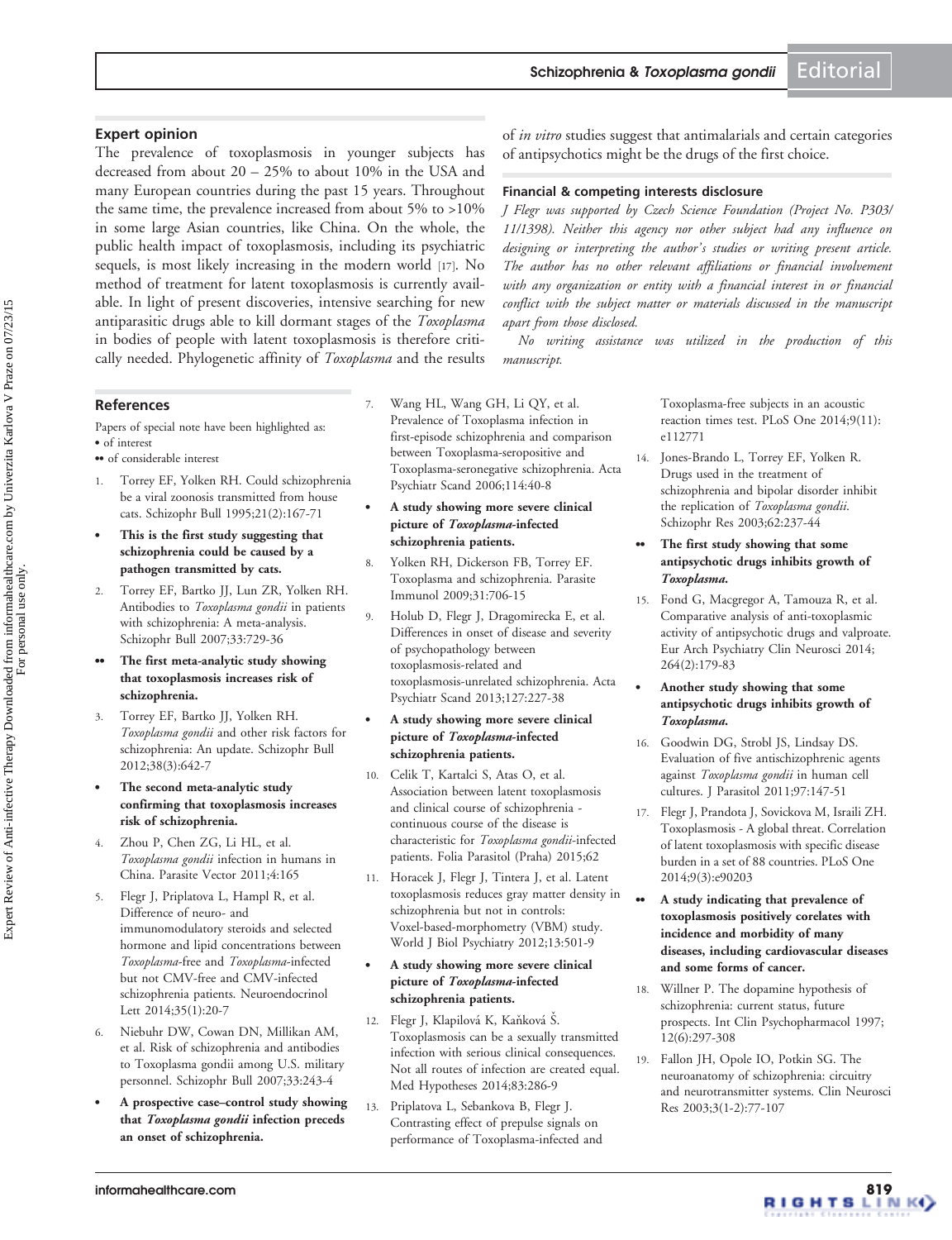## Expert opinion

The prevalence of toxoplasmosis in younger subjects has decreased from about 20 – 25% to about 10% in the USA and many European countries during the past 15 years. Throughout the same time, the prevalence increased from about 5% to >10% in some large Asian countries, like China. On the whole, the public health impact of toxoplasmosis, including its psychiatric sequels, is most likely increasing in the modern world [17]. No method of treatment for latent toxoplasmosis is currently available. In light of present discoveries, intensive searching for new antiparasitic drugs able to kill dormant stages of the *Toxoplasma* in bodies of people with latent toxoplasmosis is therefore critically needed. Phylogenetic affinity of *Toxoplasma* and the results of *in vitro* studies suggest that antimalarials and certain categories of antipsychotics might be the drugs of the first choice.

### Financial & competing interests disclosure

*J Flegr was supported by Czech Science Foundation (Project No. P303/11/1398). Neither this agency nor other subject had any influence on designing or interpreting the author's studies or writing present article. The author has no other relevant affiliations or financial involvement with any organization or entity with a financial interest in or financial conflict with the subject matter or materials discussed in the manuscript apart from those disclosed.*

*No writing assistance was utilized in the production of this manuscript.*

## References

Papers of special note have been highlighted as:
• of interest
•• of considerable interest

1. Torrey EF, Yolken RH. Could schizophrenia be a viral zoonosis transmitted from house cats. Schizophr Bull 1995;21(2):167-71
   - • **This is the first study suggesting that schizophrenia could be caused by a pathogen transmitted by cats.**
2. Torrey EF, Bartko JJ, Lun ZR, Yolken RH. Antibodies to *Toxoplasma gondii* in patients with schizophrenia: A meta-analysis. Schizophr Bull 2007;33:729-36
   - •• **The first meta-analytic study showing that toxoplasmosis increases risk of schizophrenia.**
3. Torrey EF, Bartko JJ, Yolken RH. *Toxoplasma gondii* and other risk factors for schizophrenia: An update. Schizophr Bull 2012;38(3):642-7
   - • **The second meta-analytic study confirming that toxoplasmosis increases risk of schizophrenia.**
4. Zhou P, Chen ZG, Li HL, et al. *Toxoplasma gondii* infection in humans in China. Parasite Vector 2011;4:165
5. Flegr J, Priplatova L, Hampl R, et al. Difference of neuro- and immunomodulatory steroids and selected hormone and lipid concentrations between *Toxoplasma*-free and *Toxoplasma*-infected but not CMV-free and CMV-infected schizophrenia patients. Neuroendocrinol Lett 2014;35(1):20-7
6. Niebuhr DW, Cowan DN, Millikan AM, et al. Risk of schizophrenia and antibodies to Toxoplasma gondii among U.S. military personnel. Schizophr Bull 2007;33:243-4
   - • **A prospective case–control study showing that *Toxoplasma gondii* infection preceds an onset of schizophrenia.**
7. Wang HL, Wang GH, Li QY, et al. Prevalence of Toxoplasma infection in first-episode schizophrenia and comparison between Toxoplasma-seropositive and Toxoplasma-seronegative schizophrenia. Acta Psychiatr Scand 2006;114:40-8
   - • **A study showing more severe clinical picture of *Toxoplasma*-infected schizophrenia patients.**
8. Yolken RH, Dickerson FB, Torrey EF. Toxoplasma and schizophrenia. Parasite Immunol 2009;31:706-15
9. Holub D, Flegr J, Dragomirecka E, et al. Differences in onset of disease and severity of psychopathology between toxoplasmosis-related and toxoplasmosis-unrelated schizophrenia. Acta Psychiatr Scand 2013;127:227-38
   - • **A study showing more severe clinical picture of *Toxoplasma*-infected schizophrenia patients.**
10. Celik T, Kartalci S, Atas O, et al. Association between latent toxoplasmosis and clinical course of schizophrenia - continuous course of the disease is characteristic for *Toxoplasma gondii*-infected patients. Folia Parasitol (Praha) 2015;62
11. Horacek J, Flegr J, Tintera J, et al. Latent toxoplasmosis reduces gray matter density in schizophrenia but not in controls: Voxel-based-morphometry (VBM) study. World J Biol Psychiatry 2012;13:501-9
   - • **A study showing more severe clinical picture of *Toxoplasma*-infected schizophrenia patients.**
12. Flegr J, Klapilová K, Kaňková Š. Toxoplasmosis can be a sexually transmitted infection with serious clinical consequences. Not all routes of infection are created equal. Med Hypotheses 2014;83:286-9
13. Priplatova L, Sebankova B, Flegr J. Contrasting effect of prepulse signals on performance of Toxoplasma-infected and Toxoplasma-free subjects in an acoustic reaction times test. PLoS One 2014;9(11):e112771
14. Jones-Brando L, Torrey EF, Yolken R. Drugs used in the treatment of schizophrenia and bipolar disorder inhibit the replication of *Toxoplasma gondii*. Schizophr Res 2003;62:237-44
   - •• **The first study showing that some antipsychotic drugs inhibits growth of *Toxoplasma*.**
15. Fond G, Macgregor A, Tamouza R, et al. Comparative analysis of anti-toxoplasmic activity of antipsychotic drugs and valproate. Eur Arch Psychiatry Clin Neurosci 2014;264(2):179-83
   - • **Another study showing that some antipsychotic drugs inhibits growth of *Toxoplasma*.**
16. Goodwin DG, Strobl JS, Lindsay DS. Evaluation of five antischizophrenic agents against *Toxoplasma gondii* in human cell cultures. J Parasitol 2011;97:147-51
17. Flegr J, Prandota J, Sovickova M, Israili ZH. Toxoplasmosis - A global threat. Correlation of latent toxoplasmosis with specific disease burden in a set of 88 countries. PLoS One 2014;9(3):e90203
   - •• **A study indicating that prevalence of toxoplasmosis positively corelates with incidence and morbidity of many diseases, including cardiovascular diseases and some forms of cancer.**
18. Willner P. The dopamine hypothesis of schizophrenia: current status, future prospects. Int Clin Psychopharmacol 1997;12(6):297-308
19. Fallon JH, Opole IO, Potkin SG. The neuroanatomy of schizophrenia: circuitry and neurotransmitter systems. Clin Neurosci Res 2003;3(1-2):77-107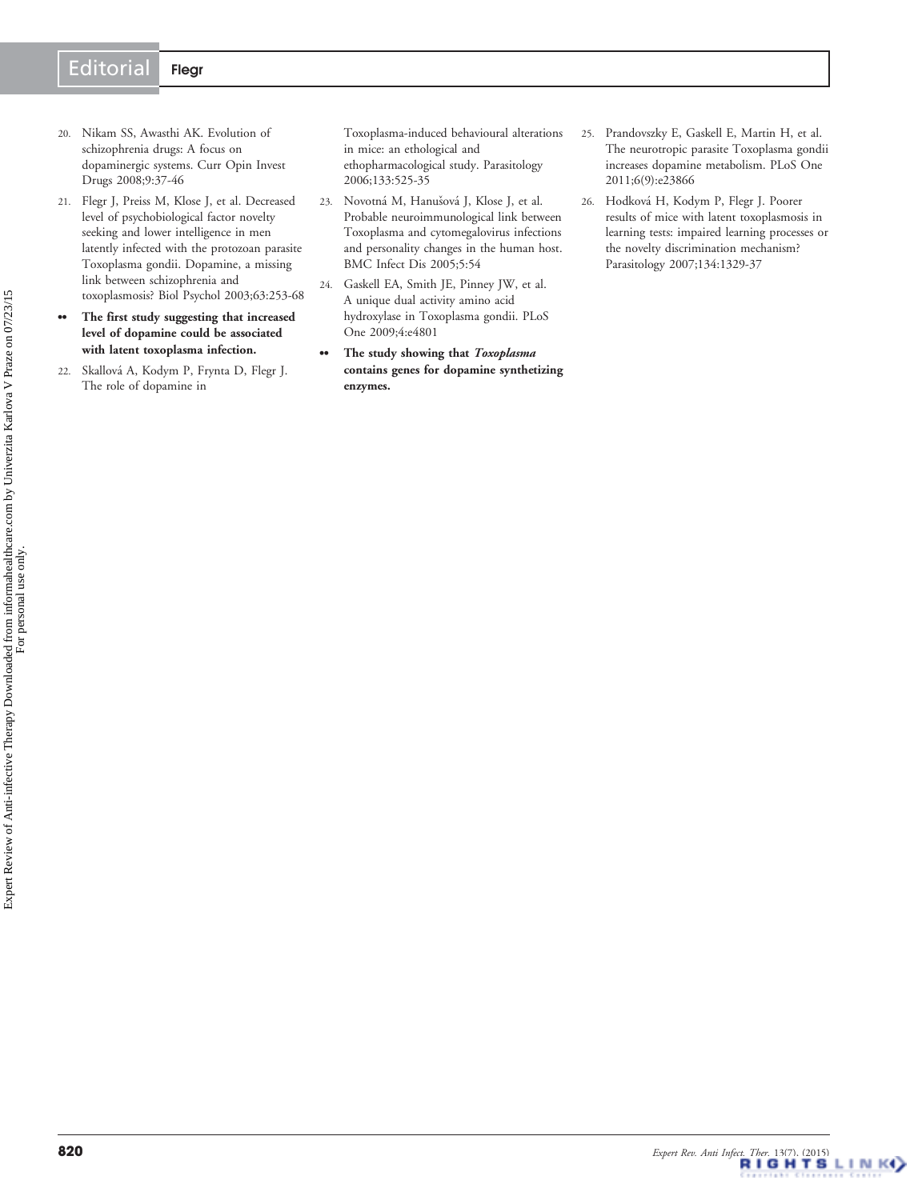20. Nikam SS, Awasthi AK. Evolution of schizophrenia drugs: A focus on dopaminergic systems. Curr Opin Invest Drugs 2008;9:37-46

21. Flegr J, Preiss M, Klose J, et al. Decreased level of psychobiological factor novelty seeking and lower intelligence in men latently infected with the protozoan parasite Toxoplasma gondii. Dopamine, a missing link between schizophrenia and toxoplasmosis? Biol Psychol 2003;63:253-68

•• **The first study suggesting that increased level of dopamine could be associated with latent toxoplasma infection.**

22. Skallová A, Kodym P, Frynta D, Flegr J. The role of dopamine in Toxoplasma-induced behavioural alterations in mice: an ethological and ethopharmacological study. Parasitology 2006;133:525-35

23. Novotná M, Hanušová J, Klose J, et al. Probable neuroimmunological link between Toxoplasma and cytomegalovirus infections and personality changes in the human host. BMC Infect Dis 2005;5:54

24. Gaskell EA, Smith JE, Pinney JW, et al. A unique dual activity amino acid hydroxylase in Toxoplasma gondii. PLoS One 2009;4:e4801

•• **The study showing that *Toxoplasma* contains genes for dopamine synthetizing enzymes.**

25. Prandovszky E, Gaskell E, Martin H, et al. The neurotropic parasite Toxoplasma gondii increases dopamine metabolism. PLoS One 2011;6(9):e23866

26. Hodková H, Kodym P, Flegr J. Poorer results of mice with latent toxoplasmosis in learning tests: impaired learning processes or the novelty discrimination mechanism? Parasitology 2007;134:1329-37